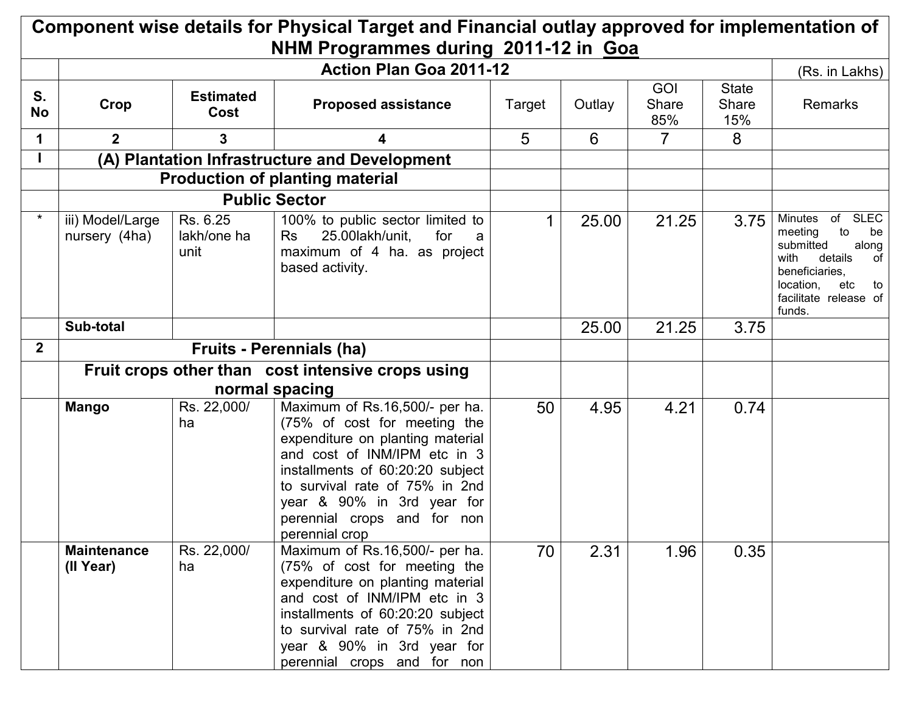# Component wise details for Physical Target and Financial outlay approved for implementation of NHM Programmes during 2011-12 in Goa

| S. No | Crop | Estimated Cost | Proposed assistance | Target | Outlay | GOI Share 85% | State Share 15% | Remarks |
|---|---|---|---|---|---|---|---|---|
| | **Action Plan Goa 2011-12** | | | | | | | (Rs. in Lakhs) |
| 1 | 2 | 3 | 4 | 5 | 6 | 7 | 8 | |
| I | **(A) Plantation Infrastructure and Development** | | | | | | | |
| | **Production of planting material** | | | | | | | |
| | **Public Sector** | | | | | | | |
| * | iii) Model/Large nursery (4ha) | Rs. 6.25 lakh/one ha unit | 100% to public sector limited to Rs 25.00lakh/unit, for a maximum of 4 ha. as project based activity. | 1 | 25.00 | 21.25 | 3.75 | Minutes of SLEC meeting to be submitted along with details of beneficiaries, location, etc to facilitate release of funds. |
| | **Sub-total** | | | | 25.00 | 21.25 | 3.75 | |
| 2 | **Fruits - Perennials (ha)** | | | | | | | |
| | **Fruit crops other than cost intensive crops using normal spacing** | | | | | | | |
| | **Mango** | Rs. 22,000/ ha | Maximum of Rs.16,500/- per ha. (75% of cost for meeting the expenditure on planting material and cost of INM/IPM etc in 3 installments of 60:20:20 subject to survival rate of 75% in 2nd year & 90% in 3rd year for perennial crops and for non perennial crop | 50 | 4.95 | 4.21 | 0.74 | |
| | **Maintenance (II Year)** | Rs. 22,000/ ha | Maximum of Rs.16,500/- per ha. (75% of cost for meeting the expenditure on planting material and cost of INM/IPM etc in 3 installments of 60:20:20 subject to survival rate of 75% in 2nd year & 90% in 3rd year for perennial crops and for non | 70 | 2.31 | 1.96 | 0.35 | |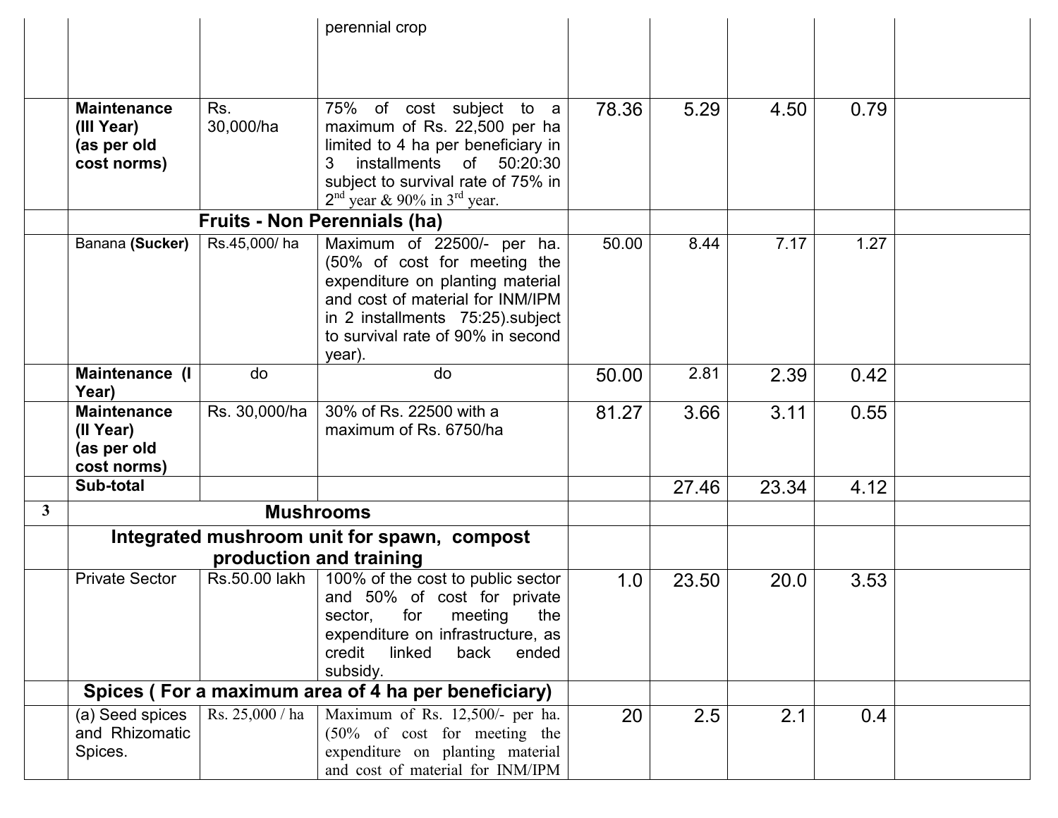| | | | | | | | | |
|---|---|---|---|---|---|---|---|---|
| | | | perennial crop | | | | | |
| | **Maintenance (III Year) (as per old cost norms)** | Rs. 30,000/ha | 75% of cost subject to a maximum of Rs. 22,500 per ha limited to 4 ha per beneficiary in 3 installments of 50:20:30 subject to survival rate of 75% in 2nd year & 90% in 3rd year. | 78.36 | 5.29 | 4.50 | 0.79 | |
| | **Fruits - Non Perennials (ha)** | | | | | | | |
| | Banana **(Sucker)** | Rs.45,000/ ha | Maximum of 22500/- per ha. (50% of cost for meeting the expenditure on planting material and cost of material for INM/IPM in 2 installments 75:25).subject to survival rate of 90% in second year). | 50.00 | 8.44 | 7.17 | 1.27 | |
| | **Maintenance (I Year)** | do | do | 50.00 | 2.81 | 2.39 | 0.42 | |
| | **Maintenance (II Year) (as per old cost norms)** | Rs. 30,000/ha | 30% of Rs. 22500 with a maximum of Rs. 6750/ha | 81.27 | 3.66 | 3.11 | 0.55 | |
| | **Sub-total** | | | | 27.46 | 23.34 | 4.12 | |
| **3** | **Mushrooms** | | | | | | | |
| | **Integrated mushroom unit for spawn, compost production and training** | | | | | | | |
| | Private Sector | Rs.50.00 lakh | 100% of the cost to public sector and 50% of cost for private sector, for meeting the expenditure on infrastructure, as credit linked back ended subsidy. | 1.0 | 23.50 | 20.0 | 3.53 | |
| | **Spices ( For a maximum area of 4 ha per beneficiary)** | | | | | | | |
| | (a) Seed spices and Rhizomatic Spices. | Rs. 25,000 / ha | Maximum of Rs. 12,500/- per ha. (50% of cost for meeting the expenditure on planting material and cost of material for INM/IPM | 20 | 2.5 | 2.1 | 0.4 | |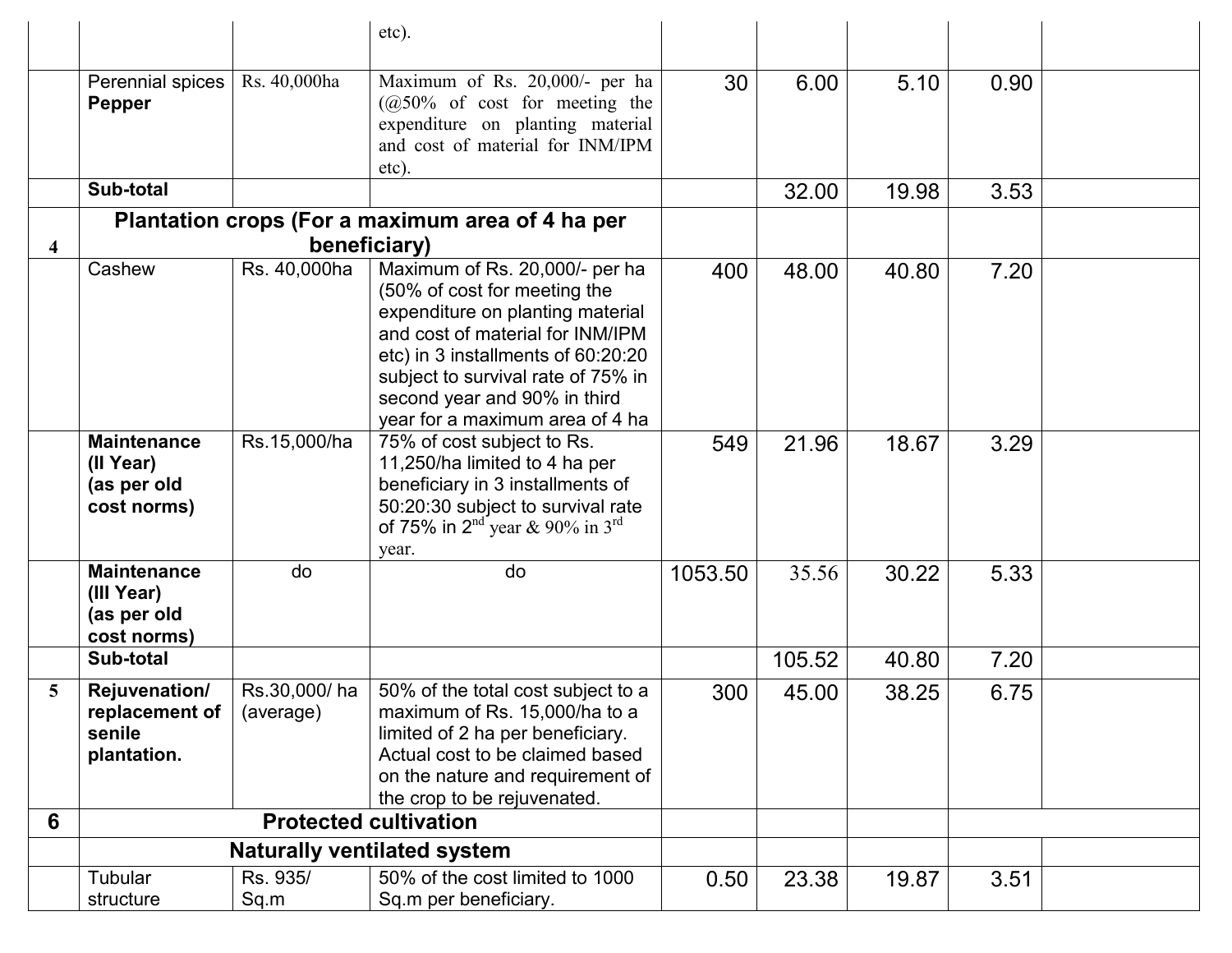| | | | | | | | | |
|---|---|---|---|---|---|---|---|---|
| | | | etc). | | | | | |
| | Perennial spices **Pepper** | Rs. 40,000ha | Maximum of Rs. 20,000/- per ha (@50% of cost for meeting the expenditure on planting material and cost of material for INM/IPM etc). | 30 | 6.00 | 5.10 | 0.90 | |
| | **Sub-total** | | | | 32.00 | 19.98 | 3.53 | |
| 4 | **Plantation crops (For a maximum area of 4 ha per beneficiary)** | | | | | | | |
| | Cashew | Rs. 40,000ha | Maximum of Rs. 20,000/- per ha (50% of cost for meeting the expenditure on planting material and cost of material for INM/IPM etc) in 3 installments of 60:20:20 subject to survival rate of 75% in second year and 90% in third year for a maximum area of 4 ha | 400 | 48.00 | 40.80 | 7.20 | |
| | **Maintenance (II Year) (as per old cost norms)** | Rs.15,000/ha | 75% of cost subject to Rs. 11,250/ha limited to 4 ha per beneficiary in 3 installments of 50:20:30 subject to survival rate of 75% in 2nd year & 90% in 3rd year. | 549 | 21.96 | 18.67 | 3.29 | |
| | **Maintenance (III Year) (as per old cost norms)** | do | do | 1053.50 | 35.56 | 30.22 | 5.33 | |
| | **Sub-total** | | | | 105.52 | 40.80 | 7.20 | |
| 5 | **Rejuvenation/ replacement of senile plantation.** | Rs.30,000/ ha (average) | 50% of the total cost subject to a maximum of Rs. 15,000/ha to a limited of 2 ha per beneficiary. Actual cost to be claimed based on the nature and requirement of the crop to be rejuvenated. | 300 | 45.00 | 38.25 | 6.75 | |
| **6** | **Protected cultivation** | | | | | | | |
| | **Naturally ventilated system** | | | | | | | |
| | Tubular structure | Rs. 935/ Sq.m | 50% of the cost limited to 1000 Sq.m per beneficiary. | 0.50 | 23.38 | 19.87 | 3.51 | |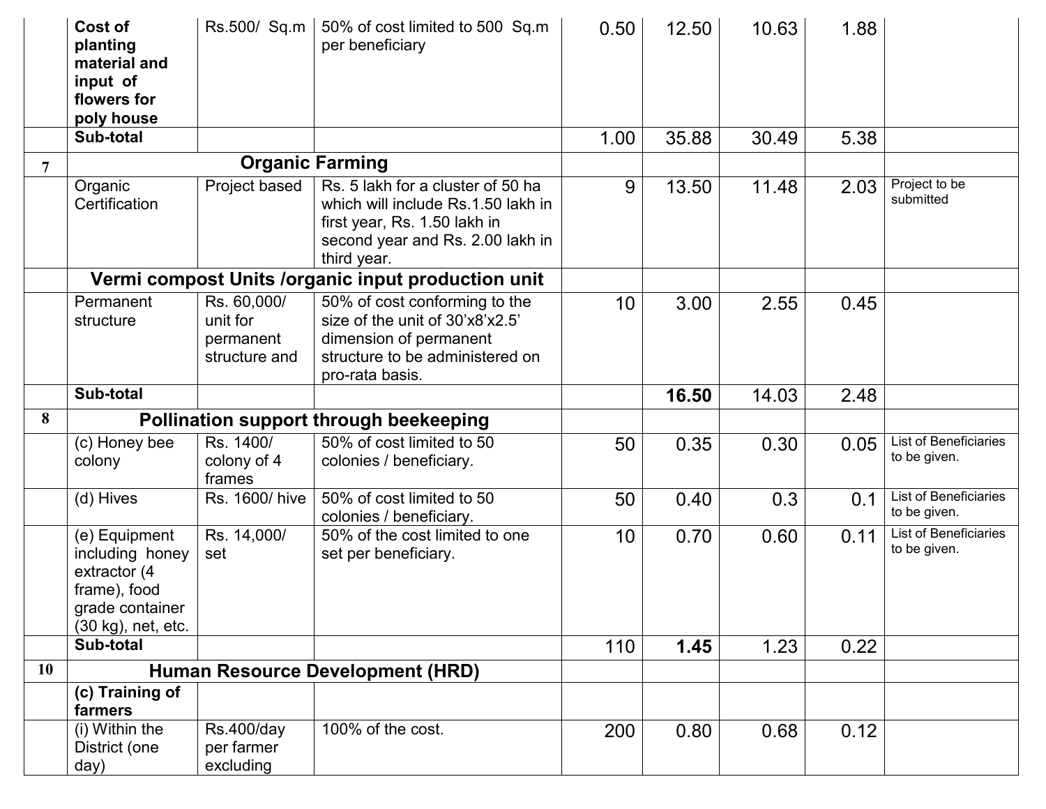| | | | | | | | | |
|---|---|---|---|---|---|---|---|---|
| | **Cost of planting material and input of flowers for poly house** | Rs.500/ Sq.m | 50% of cost limited to 500 Sq.m per beneficiary | 0.50 | 12.50 | 10.63 | 1.88 | |
| | **Sub-total** | | | 1.00 | 35.88 | 30.49 | 5.38 | |
| 7 | **Organic Farming** | | | | | | | |
| | Organic Certification | Project based | Rs. 5 lakh for a cluster of 50 ha which will include Rs.1.50 lakh in first year, Rs. 1.50 lakh in second year and Rs. 2.00 lakh in third year. | 9 | 13.50 | 11.48 | 2.03 | Project to be submitted |
| | **Vermi compost Units /organic input production unit** | | | | | | | |
| | Permanent structure | Rs. 60,000/ unit for permanent structure and | 50% of cost conforming to the size of the unit of 30'x8'x2.5' dimension of permanent structure to be administered on pro-rata basis. | 10 | 3.00 | 2.55 | 0.45 | |
| | **Sub-total** | | | | **16.50** | 14.03 | 2.48 | |
| 8 | **Pollination support through beekeeping** | | | | | | | |
| | (c) Honey bee colony | Rs. 1400/ colony of 4 frames | 50% of cost limited to 50 colonies / beneficiary. | 50 | 0.35 | 0.30 | 0.05 | List of Beneficiaries to be given. |
| | (d) Hives | Rs. 1600/ hive | 50% of cost limited to 50 colonies / beneficiary. | 50 | 0.40 | 0.3 | 0.1 | List of Beneficiaries to be given. |
| | (e) Equipment including honey extractor (4 frame), food grade container (30 kg), net, etc. | Rs. 14,000/ set | 50% of the cost limited to one set per beneficiary. | 10 | 0.70 | 0.60 | 0.11 | List of Beneficiaries to be given. |
| | **Sub-total** | | | 110 | **1.45** | 1.23 | 0.22 | |
| 10 | **Human Resource Development (HRD)** | | | | | | | |
| | **(c) Training of farmers** | | | | | | | |
| | (i) Within the District (one day) | Rs.400/day per farmer excluding | 100% of the cost. | 200 | 0.80 | 0.68 | 0.12 | |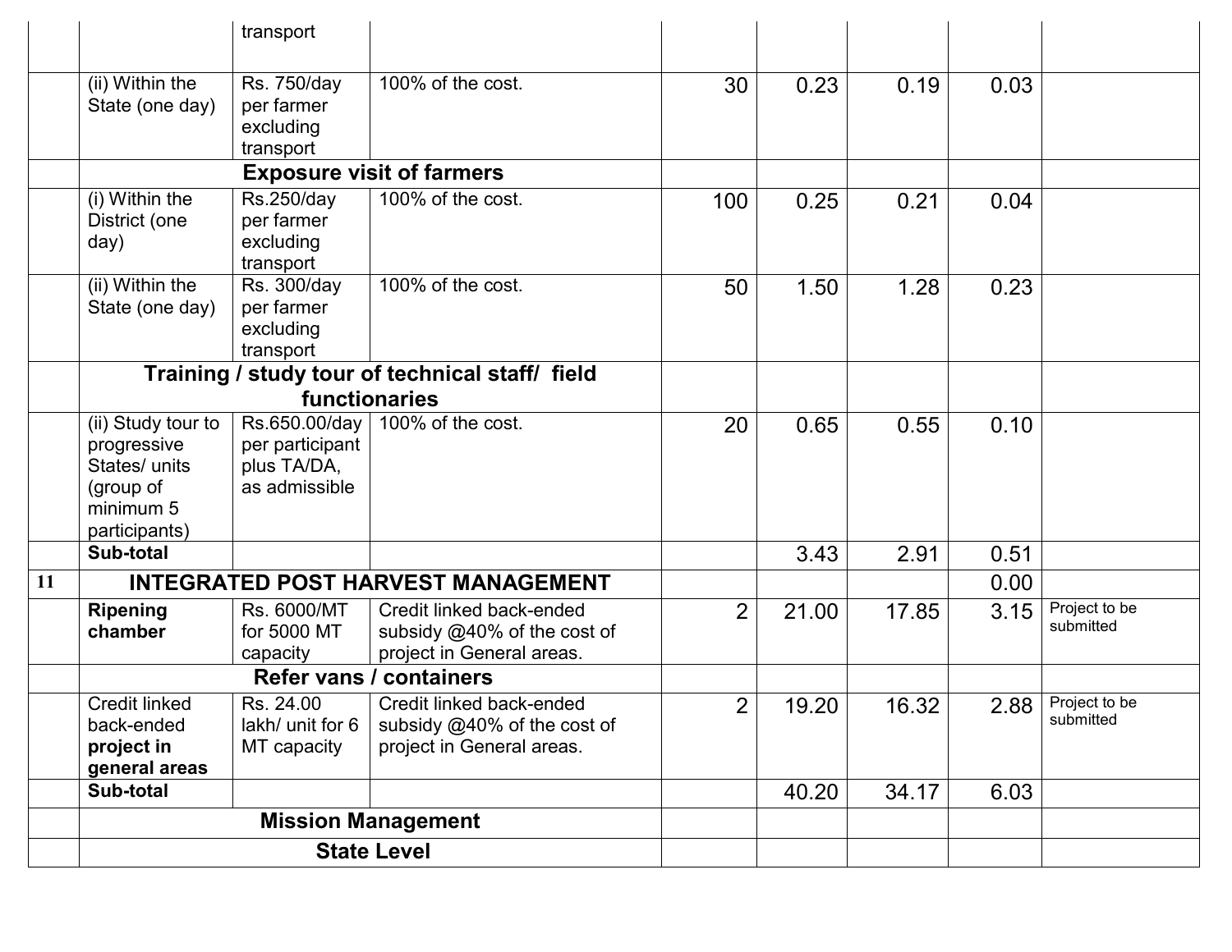| | | | | | | | | |
|---|---|---|---|---|---|---|---|---|
| | | transport | | | | | | |
| | (ii) Within the State (one day) | Rs. 750/day per farmer excluding transport | 100% of the cost. | 30 | 0.23 | 0.19 | 0.03 | |
| | **Exposure visit of farmers** | | | | | | | |
| | (i) Within the District (one day) | Rs.250/day per farmer excluding transport | 100% of the cost. | 100 | 0.25 | 0.21 | 0.04 | |
| | (ii) Within the State (one day) | Rs. 300/day per farmer excluding transport | 100% of the cost. | 50 | 1.50 | 1.28 | 0.23 | |
| | **Training / study tour of technical staff/ field functionaries** | | | | | | | |
| | (ii) Study tour to progressive States/ units (group of minimum 5 participants) | Rs.650.00/day per participant plus TA/DA, as admissible | 100% of the cost. | 20 | 0.65 | 0.55 | 0.10 | |
| | **Sub-total** | | | | 3.43 | 2.91 | 0.51 | |
| **11** | **INTEGRATED POST HARVEST MANAGEMENT** | | | | | | 0.00 | |
| | **Ripening chamber** | Rs. 6000/MT for 5000 MT capacity | Credit linked back-ended subsidy @40% of the cost of project in General areas. | 2 | 21.00 | 17.85 | 3.15 | Project to be submitted |
| | **Refer vans / containers** | | | | | | | |
| | Credit linked back-ended **project in general areas** | Rs. 24.00 lakh/ unit for 6 MT capacity | Credit linked back-ended subsidy @40% of the cost of project in General areas. | 2 | 19.20 | 16.32 | 2.88 | Project to be submitted |
| | **Sub-total** | | | | 40.20 | 34.17 | 6.03 | |
| | **Mission Management** | | | | | | | |
| | **State Level** | | | | | | | |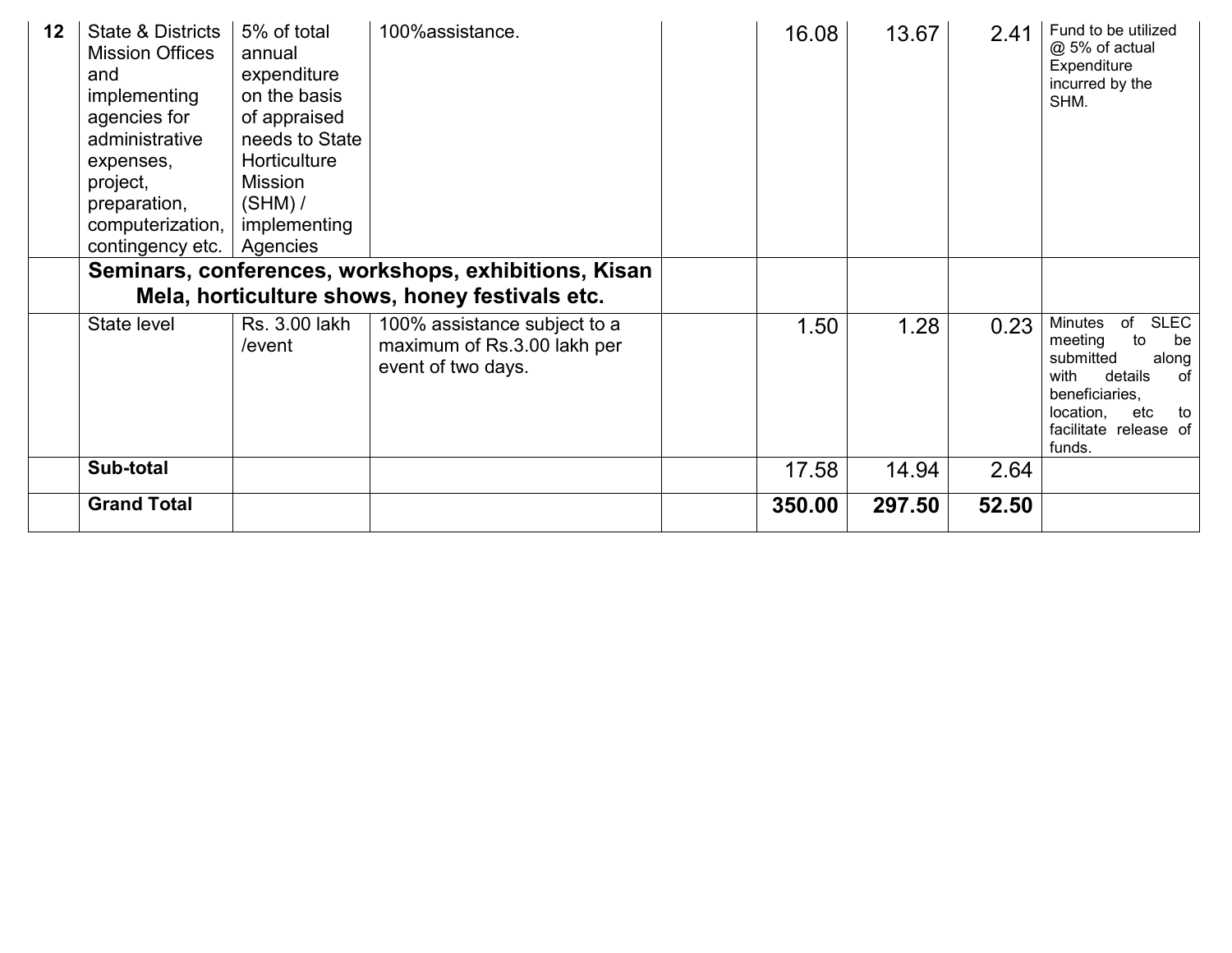| | | | | | | | | |
|---|---|---|---|---|---|---|---|---|
| **12** | State & Districts Mission Offices and implementing agencies for administrative expenses, project, preparation, computerization, contingency etc. | 5% of total annual expenditure on the basis of appraised needs to State Horticulture Mission (SHM) / implementing Agencies | 100%assistance. | | 16.08 | 13.67 | 2.41 | Fund to be utilized @ 5% of actual Expenditure incurred by the SHM. |
| | **Seminars, conferences, workshops, exhibitions, Kisan Mela, horticulture shows, honey festivals etc.** | | | | | | | |
| | State level | Rs. 3.00 lakh /event | 100% assistance subject to a maximum of Rs.3.00 lakh per event of two days. | | 1.50 | 1.28 | 0.23 | Minutes of SLEC meeting to be submitted along with details of beneficiaries, location, etc to facilitate release of funds. |
| | **Sub-total** | | | | 17.58 | 14.94 | 2.64 | |
| | **Grand Total** | | | | **350.00** | **297.50** | **52.50** | |